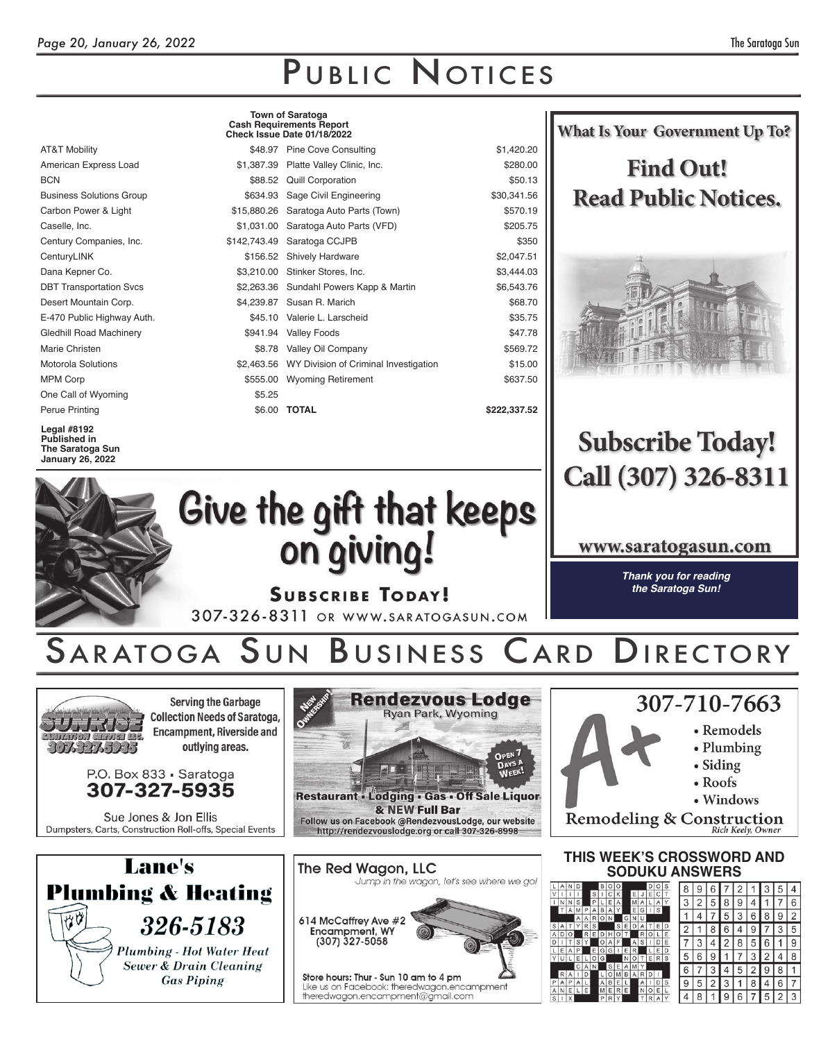# PUBLIC NOTICES

**Town of Saratoga**
**Cash Requirements Report**
**Check Issue Date 01/18/2022**

| | | | |
|---|---|---|---|
| AT&T Mobility | $48.97 | Pine Cove Consulting | $1,420.20 |
| American Express Load | $1,387.39 | Platte Valley Clinic, Inc. | $280.00 |
| BCN | $88.52 | Quill Corporation | $50.13 |
| Business Solutions Group | $634.93 | Sage Civil Engineering | $30,341.56 |
| Carbon Power & Light | $15,880.26 | Saratoga Auto Parts (Town) | $570.19 |
| Caselle, Inc. | $1,031.00 | Saratoga Auto Parts (VFD) | $205.75 |
| Century Companies, Inc. | $142,743.49 | Saratoga CCJPB | $350 |
| CenturyLINK | $156.52 | Shively Hardware | $2,047.51 |
| Dana Kepner Co. | $3,210.00 | Stinker Stores, Inc. | $3,444.03 |
| DBT Transportation Svcs | $2,263.36 | Sundahl Powers Kapp & Martin | $6,543.76 |
| Desert Mountain Corp. | $4,239.87 | Susan R. Marich | $68.70 |
| E-470 Public Highway Auth. | $45.10 | Valerie L. Larscheid | $35.75 |
| Gledhill Road Machinery | $941.94 | Valley Foods | $47.78 |
| Marie Christen | $8.78 | Valley Oil Company | $569.72 |
| Motorola Solutions | $2,463.56 | WY Division of Criminal Investigation | $15.00 |
| MPM Corp | $555.00 | Wyoming Retirement | $637.50 |
| One Call of Wyoming | $5.25 | | |
| Perue Printing | $6.00 | **TOTAL** | **$222,337.52** |

**Legal #8192**
**Published in**
**The Saratoga Sun**
**January 26, 2022**

**What Is Your Government Up To?**

**Find Out!**
**Read Public Notices.**

**Subscribe Today!**
**Call (307) 326-8311**

**www.saratogasun.com**

***Thank you for reading the Saratoga Sun!***

**Give the gift that keeps on giving!**

**SUBSCRIBE TODAY!**
307-326-8311 OR WWW.SARATOGASUN.COM

# SARATOGA SUN BUSINESS CARD DIRECTORY

**SUNRISE SANITATION SERVICE LLC.** 307.327.5935
**Serving the Garbage Collection Needs of Saratoga, Encampment, Riverside and outlying areas.**
P.O. Box 833 • Saratoga
**307-327-5935**
Sue Jones & Jon Ellis
Dumpsters, Carts, Construction Roll-offs, Special Events

**NEW OWNERSHIP!**
**Rendezvous Lodge**
Ryan Park, Wyoming
OPEN 7 DAYS A WEEK!
**Restaurant • Lodging • Gas • Off Sale Liquor & NEW Full Bar**
Follow us on Facebook @RendezvousLodge, our website http://rendezvouslodge.org or call 307-326-8998

**A+ 307-710-7663**
- Remodels
- Plumbing
- Siding
- Roofs
- Windows

**Remodeling & Construction**
*Rich Keely, Owner*

**Lane's Plumbing & Heating**
***326-5183***
*Plumbing - Hot Water Heat*
*Sewer & Drain Cleaning*
*Gas Piping*

**The Red Wagon, LLC**
*Jump in the wagon, let's see where we go!*
614 McCaffrey Ave #2
Encampment, WY
(307) 327-5058
Store hours: Thur - Sun 10 am to 4 pm
Like us on Facebook: theredwagon.encampment
theredwagon.encampment@gmail.com

**THIS WEEK'S CROSSWORD AND SODUKU ANSWERS**

| | | | | | | | | |
|---|---|---|---|---|---|---|---|---|
| 8 | 9 | 6 | 7 | 2 | 1 | 3 | 5 | 4 |
| 3 | 2 | 5 | 8 | 9 | 4 | 1 | 7 | 6 |
| 1 | 4 | 7 | 5 | 3 | 6 | 8 | 9 | 2 |
| 2 | 1 | 8 | 6 | 4 | 9 | 7 | 3 | 5 |
| 7 | 3 | 4 | 2 | 8 | 5 | 6 | 1 | 9 |
| 5 | 6 | 9 | 1 | 7 | 3 | 2 | 4 | 8 |
| 6 | 7 | 3 | 4 | 5 | 2 | 9 | 8 | 1 |
| 9 | 5 | 2 | 3 | 1 | 8 | 4 | 6 | 7 |
| 4 | 8 | 1 | 9 | 6 | 7 | 5 | 2 | 3 |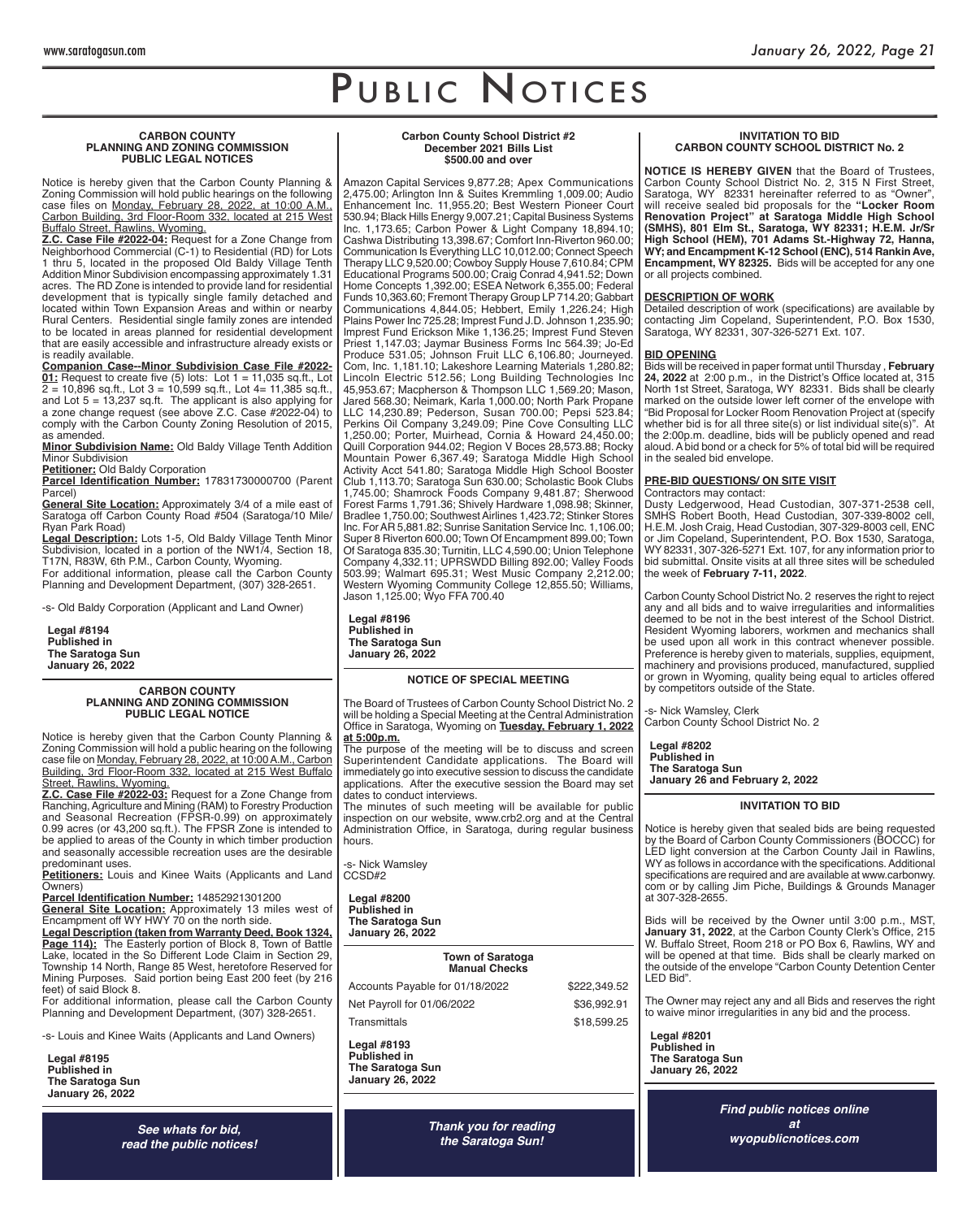# PUBLIC NOTICES

### CARBON COUNTY PLANNING AND ZONING COMMISSION PUBLIC LEGAL NOTICES

Notice is hereby given that the Carbon County Planning & Zoning Commission will hold public hearings on the following case files on Monday, February 28, 2022, at 10:00 A.M., Carbon Building, 3rd Floor-Room 332, located at 215 West Buffalo Street, Rawlins, Wyoming.

**Z.C. Case File #2022-04:** Request for a Zone Change from Neighborhood Commercial (C-1) to Residential (RD) for Lots 1 thru 5, located in the proposed Old Baldy Village Tenth Addition Minor Subdivision encompassing approximately 1.31 acres. The RD Zone is intended to provide land for residential development that is typically single family detached and located within Town Expansion Areas and within or nearby Rural Centers. Residential single family zones are intended to be located in areas planned for residential development that are easily accessible and infrastructure already exists or is readily available.

**Companion Case--Minor Subdivision Case File #2022-01:** Request to create five (5) lots: Lot 1 = 11,035 sq.ft., Lot 2 = 10,896 sq.ft., Lot 3 = 10,599 sq.ft., Lot 4= 11,385 sq.ft., and Lot 5 = 13,237 sq.ft. The applicant is also applying for a zone change request (see above Z.C. Case #2022-04) to comply with the Carbon County Zoning Resolution of 2015, as amended.

**Minor Subdivision Name:** Old Baldy Village Tenth Addition Minor Subdivision

**Petitioner:** Old Baldy Corporation

**Parcel Identification Number:** 17831730000700 (Parent Parcel)

**General Site Location:** Approximately 3/4 of a mile east of Saratoga off Carbon County Road #504 (Saratoga/10 Mile/Ryan Park Road)

**Legal Description:** Lots 1-5, Old Baldy Village Tenth Minor Subdivision, located in a portion of the NW1/4, Section 18, T17N, R83W, 6th P.M., Carbon County, Wyoming.

For additional information, please call the Carbon County Planning and Development Department, (307) 328-2651.

-s- Old Baldy Corporation (Applicant and Land Owner)

**Legal #8194**
**Published in**
**The Saratoga Sun**
**January 26, 2022**

---

### CARBON COUNTY PLANNING AND ZONING COMMISSION PUBLIC LEGAL NOTICE

Notice is hereby given that the Carbon County Planning & Zoning Commission will hold a public hearing on the following case file on Monday, February 28, 2022, at 10:00 A.M., Carbon Building, 3rd Floor-Room 332, located at 215 West Buffalo Street, Rawlins, Wyoming.

**Z.C. Case File #2022-03:** Request for a Zone Change from Ranching, Agriculture and Mining (RAM) to Forestry Production and Seasonal Recreation (FPSR-0.99) on approximately 0.99 acres (or 43,200 sq.ft.). The FPSR Zone is intended to be applied to areas of the County in which timber production and seasonally accessible recreation uses are the desirable predominant uses.

**Petitioners:** Louis and Kinee Waits (Applicants and Land Owners)

**Parcel Identification Number:** 14852921301200

**General Site Location:** Approximately 13 miles west of Encampment off WY HWY 70 on the north side.

**Legal Description (taken from Warranty Deed, Book 1324, Page 114):** The Easterly portion of Block 8, Town of Battle Lake, located in the So Different Lode Claim in Section 29, Township 14 North, Range 85 West, heretofore Reserved for Mining Purposes. Said portion being East 200 feet (by 216 feet) of said Block 8.

For additional information, please call the Carbon County Planning and Development Department, (307) 328-2651.

-s- Louis and Kinee Waits (Applicants and Land Owners)

**Legal #8195**
**Published in**
**The Saratoga Sun**
**January 26, 2022**

***See whats for bid, read the public notices!***

---

### Carbon County School District #2 December 2021 Bills List $500.00 and over

Amazon Capital Services 9,877.28; Apex Communications 2,475.00; Arlington Inn & Suites Kremmling 1,009.00; Audio Enhancement Inc. 11,955.20; Best Western Pioneer Court 530.94; Black Hills Energy 9,007.21; Capital Business Systems Inc. 1,173.65; Carbon Power & Light Company 18,894.10; Cashwa Distributing 13,398.67; Comfort Inn-Riverton 960.00; Communication Is Everything LLC 10,012.00; Connect Speech Therapy LLC 9,520.00; Cowboy Supply House 7,610.84; CPM Educational Programs 500.00; Craig Conrad 4,941.52; Down Home Concepts 1,392.00; ESEA Network 6,355.00; Federal Funds 10,363.60; Fremont Therapy Group LP 714.20; Gabbart Communications 4,844.05; Hebbert, Emily 1,226.24; High Plains Power Inc 725.28; Imprest Fund J.D. Johnson 1,235.90; Imprest Fund Erickson Mike 1,136.25; Imprest Fund Steven Priest 1,147.03; Jaymar Business Forms Inc 564.39; Jo-Ed Produce 531.05; Johnson Fruit LLC 6,106.80; Journeyed. Com, Inc. 1,181.10; Lakeshore Learning Materials 1,280.82; Lincoln Electric 512.56; Long Building Technologies Inc 45,953.67; Macpherson & Thompson LLC 1,569.20; Mason, Jared 568.30; Neimark, Karla 1,000.00; North Park Propane LLC 14,230.89; Pederson, Susan 700.00; Pepsi 523.84; Perkins Oil Company 3,249.09; Pine Cove Consulting LLC 1,250.00; Porter, Muirhead, Cornia & Howard 24,450.00; Quill Corporation 944.02; Region V Boces 28,573.88; Rocky Mountain Power 6,367.49; Saratoga Middle High School Activity Acct 541.80; Saratoga Middle High School Booster Club 1,113.70; Saratoga Sun 630.00; Scholastic Book Clubs 1,745.00; Shamrock Foods Company 9,481.87; Sherwood Forest Farms 1,791.36; Shively Hardware 1,098.98; Skinner, Bradlee 1,750.00; Southwest Airlines 1,423.72; Stinker Stores Inc. For AR 5,881.82; Sunrise Sanitation Service Inc. 1,106.00; Super 8 Riverton 600.00; Town Of Encampment 899.00; Town Of Saratoga 835.30; Turnitin, LLC 4,590.00; Union Telephone Company 4,332.11; UPRSWDD Billing 892.00; Valley Foods 503.99; Walmart 695.31; West Music Company 2,212.00; Western Wyoming Community College 12,855.50; Williams, Jason 1,125.00; Wyo FFA 700.40

**Legal #8196**
**Published in**
**The Saratoga Sun**
**January 26, 2022**

---

### NOTICE OF SPECIAL MEETING

The Board of Trustees of Carbon County School District No. 2 will be holding a Special Meeting at the Central Administration Office in Saratoga, Wyoming on **Tuesday, February 1, 2022 at 5:00p.m.**

The purpose of the meeting will be to discuss and screen Superintendent Candidate applications. The Board will immediately go into executive session to discuss the candidate applications. After the executive session the Board may set dates to conduct interviews.

The minutes of such meeting will be available for public inspection on our website, www.crb2.org and at the Central Administration Office, in Saratoga, during regular business hours.

-s- Nick Wamsley
CCSD#2

**Legal #8200**
**Published in**
**The Saratoga Sun**
**January 26, 2022**

---

### Town of Saratoga Manual Checks

| | |
|---|---|
| Accounts Payable for 01/18/2022 | $222,349.52 |
| Net Payroll for 01/06/2022 | $36,992.91 |
| Transmittals | $18,599.25 |

**Legal #8193**
**Published in**
**The Saratoga Sun**
**January 26, 2022**

***Thank you for reading the Saratoga Sun!***

---

### INVITATION TO BID CARBON COUNTY SCHOOL DISTRICT No. 2

**NOTICE IS HEREBY GIVEN** that the Board of Trustees, Carbon County School District No. 2, 315 N First Street, Saratoga, WY 82331 hereinafter referred to as "Owner", will receive sealed bid proposals for the **"Locker Room Renovation Project" at Saratoga Middle High School (SMHS), 801 Elm St., Saratoga, WY 82331; H.E.M. Jr/Sr High School (HEM), 701 Adams St.-Highway 72, Hanna, WY; and Encampment K-12 School (ENC), 514 Rankin Ave, Encampment, WY 82325.** Bids will be accepted for any one or all projects combined.

**DESCRIPTION OF WORK**

Detailed description of work (specifications) are available by contacting Jim Copeland, Superintendent, P.O. Box 1530, Saratoga, WY 82331, 307-326-5271 Ext. 107.

**BID OPENING**

Bids will be received in paper format until Thursday , **February 24, 2022** at 2:00 p.m., in the District's Office located at, 315 North 1st Street, Saratoga, WY 82331. Bids shall be clearly marked on the outside lower left corner of the envelope with "Bid Proposal for Locker Room Renovation Project at (specify whether bid is for all three site(s) or list individual site(s)". At the 2:00p.m. deadline, bids will be publicly opened and read aloud. A bid bond or a check for 5% of total bid will be required in the sealed bid envelope.

**PRE-BID QUESTIONS/ ON SITE VISIT**

Contractors may contact:
Dusty Ledgerwood, Head Custodian, 307-371-2538 cell, SMHS Robert Booth, Head Custodian, 307-339-8002 cell, H.E.M. Josh Craig, Head Custodian, 307-329-8003 cell, ENC or Jim Copeland, Superintendent, P.O. Box 1530, Saratoga, WY 82331, 307-326-5271 Ext. 107, for any information prior to bid submittal. Onsite visits at all three sites will be scheduled the week of **February 7-11, 2022**.

Carbon County School District No. 2 reserves the right to reject any and all bids and to waive irregularities and informalities deemed to be not in the best interest of the School District. Resident Wyoming laborers, workmen and mechanics shall be used upon all work in this contract whenever possible. Preference is hereby given to materials, supplies, equipment, machinery and provisions produced, manufactured, supplied or grown in Wyoming, quality being equal to articles offered by competitors outside of the State.

-s- Nick Wamsley, Clerk
Carbon County School District No. 2

**Legal #8202**
**Published in**
**The Saratoga Sun**
**January 26 and February 2, 2022**

---

### INVITATION TO BID

Notice is hereby given that sealed bids are being requested by the Board of Carbon County Commissioners (BOCCC) for LED light conversion at the Carbon County Jail in Rawlins, WY as follows in accordance with the specifications. Additional specifications are required and are available at www.carbonwy.com or by calling Jim Piche, Buildings & Grounds Manager at 307-328-2655.

Bids will be received by the Owner until 3:00 p.m., MST, **January 31, 2022**, at the Carbon County Clerk's Office, 215 W. Buffalo Street, Room 218 or PO Box 6, Rawlins, WY and will be opened at that time. Bids shall be clearly marked on the outside of the envelope "Carbon County Detention Center LED Bid".

The Owner may reject any and all Bids and reserves the right to waive minor irregularities in any bid and the process.

**Legal #8201**
**Published in**
**The Saratoga Sun**
**January 26, 2022**

***Find public notices online at wyopublicnotices.com***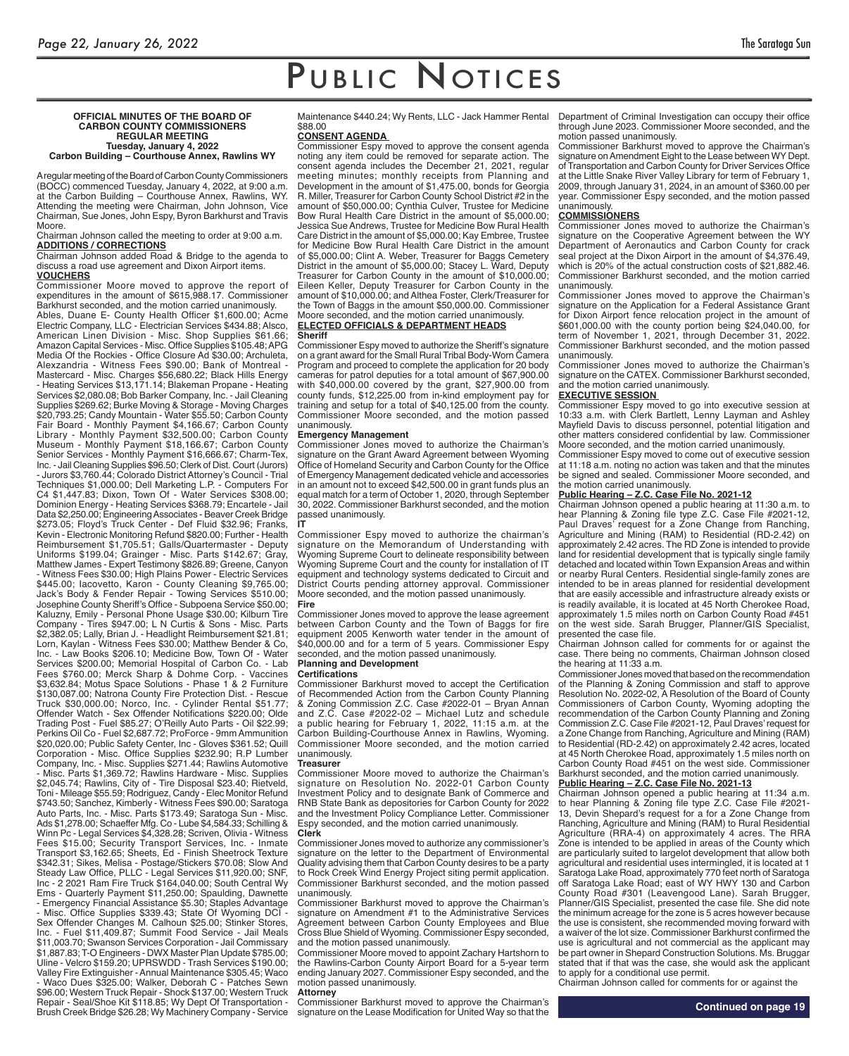# Public Notices

**OFFICIAL MINUTES OF THE BOARD OF CARBON COUNTY COMMISSIONERS REGULAR MEETING**
**Tuesday, January 4, 2022**
**Carbon Building – Courthouse Annex, Rawlins WY**

A regular meeting of the Board of Carbon County Commissioners (BOCC) commenced Tuesday, January 4, 2022, at 9:00 a.m. at the Carbon Building – Courthouse Annex, Rawlins, WY. Attending the meeting were Chairman, John Johnson, Vice Chairman, Sue Jones, John Espy, Byron Barkhurst and Travis Moore.

Chairman Johnson called the meeting to order at 9:00 a.m.

**ADDITIONS / CORRECTIONS**

Chairman Johnson added Road & Bridge to the agenda to discuss a road use agreement and Dixon Airport items.

**VOUCHERS**

Commissioner Moore moved to approve the report of expenditures in the amount of $615,988.17. Commissioner Barkhurst seconded, and the motion carried unanimously.

Ables, Duane E- County Health Officer $1,600.00; Acme Electric Company, LLC - Electrician Services $434.88; Alsco, American Linen Division - Misc. Shop Supplies $61.66; Amazon Capital Services - Misc. Office Supplies $105.48; APG Media Of The Rockies - Office Closure Ad $30.00; Archuleta, Alexzandria - Witness Fees $90.00; Bank of Montreal - Mastercard - Misc. Charges $56,680.22; Black Hills Energy - Heating Services $13,171.14; Blakeman Propane - Heating Services $2,080.08; Bob Barker Company, Inc. - Jail Cleaning Supplies $269.62; Burke Moving & Storage - Moving Charges $20,793.25; Candy Mountain - Water $55.50; Carbon County Fair Board - Monthly Payment $4,166.67; Carbon County Library - Monthly Payment $32,500.00; Carbon County Museum - Monthly Payment $18,166.67; Carbon County Senior Services - Monthly Payment $16,666.67; Charm-Tex, Inc. - Jail Cleaning Supplies $96.50; Clerk of Dist. Court (Jurors) - Jurors $3,760.44; Colorado District Attorney's Council - Trial Techniques $1,000.00; Dell Marketing L.P. - Computers For C4 $1,447.83; Dixon, Town Of - Water Services $308.00; Dominion Energy - Heating Services $368.79; Encartele - Jail Data $2,250.00; Engineering Associates - Beaver Creek Bridge $273.05; Floyd's Truck Center - Def Fluid $32.96; Franks, Kevin - Electronic Monitoring Refund $820.00; Further - Health Reimbursement $1,705.51; Galls/Quartermaster - Deputy Uniforms $199.04; Grainger - Misc. Parts $142.67; Gray, Matthew James - Expert Testimony $826.89; Greene, Canyon - Witness Fees $30.00; High Plains Power - Electric Services $445.00; Iacovetto, Karon - County Cleaning $9,765.00; Jack's Body & Fender Repair - Towing Services $510.00; Josephine County Sheriff's Office - Subpoena Service $50.00; Kaluzny, Emily - Personal Phone Usage $30.00; Kilburn Tire Company - Tires $947.00; L N Curtis & Sons - Misc. Parts $2,382.05; Lally, Brian J. - Headlight Reimbursement $21.81; Lorn, Kaylan - Witness Fees $30.00; Matthew Bender & Co, Inc. - Law Books $206.10; Medicine Bow, Town Of - Water Services $200.00; Memorial Hospital of Carbon Co. - Lab Fees $760.00; Merck Sharp & Dohme Corp. - Vaccines $3,632.84; Motus Space Solutions - Phase 1 & 2 Furniture $130,087.00; Natrona County Fire Protection Dist. - Rescue Truck $30,000.00; Norco, Inc. - Cylinder Rental $51.77; Offender Watch - Sex Offender Notifications $220.00; Olde Trading Post - Fuel $85.27; O'Reilly Auto Parts - Oil $22.99; Perkins Oil Co - Fuel $2,687.72; ProForce - 9mm Ammunition $20,020.00; Public Safety Center, Inc - Gloves $361.52; Quill Corporation - Misc. Office Supplies $232.90; R.P Lumber Company, Inc. - Misc. Supplies $271.44; Rawlins Automotive - Misc. Parts $1,369.72; Rawlins Hardware - Misc. Supplies $2,045.74; Rawlins, City of - Tire Disposal $23.40; Rietveld, Toni - Mileage $55.59; Rodriguez, Candy - Elec Monitor Refund $743.50; Sanchez, Kimberly - Witness Fees $90.00; Saratoga Auto Parts, Inc. - Misc. Parts $173.49; Saratoga Sun - Misc. Ads $1,278.00; Schaeffer Mfg. Co - Lube $4,584.33; Schilling & Winn Pc - Legal Services $4,328.28; Scriven, Olivia - Witness Fees $15.00; Security Transport Services, Inc. - Inmate Transport $3,162.65; Sheets, Ed - Finish Sheetrock Texture $342.31; Sikes, Melisa - Postage/Stickers $70.08; Slow And Steady Law Office, PLLC - Legal Services $11,920.00; SNF, Inc - 2 2021 Ram Fire Truck $164,040.00; South Central Wy Ems - Quarterly Payment $11,250.00; Spaulding, Dawnette - Emergency Financial Assistance $5.30; Staples Advantage - Misc. Office Supplies $339.43; State Of Wyoming DCI - Sex Offender Changes M. Calhoun $25.00; Stinker Stores, Inc. - Fuel $11,409.87; Summit Food Service - Jail Meals $11,003.70; Swanson Services Corporation - Jail Commissary $1,887.83; T-O Engineers - DWX Master Plan Update $785.00; Uline - Velcro $159.20; UPRSWDD - Trash Services $190.00; Valley Fire Extinguisher - Annual Maintenance $305.45; Waco - Waco Dues $325.00; Walker, Deborah C - Patches Sewn $96.00; Western Truck Repair - Shock $137.00; Western Truck Repair - Seal/Shoe Kit $118.85; Wy Dept Of Transportation - Brush Creek Bridge $26.28; Wy Machinery Company - Service Maintenance $440.24; Wy Rents, LLC - Jack Hammer Rental $88.00

**CONSENT AGENDA**

Commissioner Espy moved to approve the consent agenda noting any item could be removed for separate action. The consent agenda includes the December 21, 2021, regular meeting minutes; monthly receipts from Planning and Development in the amount of $1,475.00, bonds for Georgia R. Miller, Treasurer for Carbon County School District #2 in the amount of $50,000.00; Cynthia Culver, Trustee for Medicine Bow Rural Health Care District in the amount of $5,000.00; Jessica Sue Andrews, Trustee for Medicine Bow Rural Health Care District in the amount of $5,000.00; Kay Embree, Trustee for Medicine Bow Rural Health Care District in the amount of $5,000.00; Clint A. Weber, Treasurer for Baggs Cemetery District in the amount of $5,000.00; Stacey L. Ward, Deputy Treasurer for Carbon County in the amount of $10,000.00; Eileen Keller, Deputy Treasurer for Carbon County in the amount of $10,000.00; and Althea Foster, Clerk/Treasurer for the Town of Baggs in the amount $50,000.00. Commissioner Moore seconded, and the motion carried unanimously.

**ELECTED OFFICIALS & DEPARTMENT HEADS**

**Sheriff**

Commissioner Espy moved to authorize the Sheriff's signature on a grant award for the Small Rural Tribal Body-Worn Camera Program and proceed to complete the application for 20 body cameras for patrol deputies for a total amount of $67,900.00 with $40,000.00 covered by the grant, $27,900.00 from county funds, $12,225.00 from in-kind employment pay for training and setup for a total of $40,125.00 from the county. Commissioner Moore seconded, and the motion passed unanimously.

**Emergency Management**

Commissioner Jones moved to authorize the Chairman's signature on the Grant Award Agreement between Wyoming Office of Homeland Security and Carbon County for the Office of Emergency Management dedicated vehicle and accessories in an amount not to exceed $42,500.00 in grant funds plus an equal match for a term of October 1, 2020, through September 30, 2022. Commissioner Barkhurst seconded, and the motion passed unanimously.

**IT**

Commissioner Espy moved to authorize the chairman's signature on the Memorandum of Understanding with Wyoming Supreme Court to delineate responsibility between Wyoming Supreme Court and the county for installation of IT equipment and technology systems dedicated to Circuit and District Courts pending attorney approval. Commissioner Moore seconded, and the motion passed unanimously.

**Fire**

Commissioner Jones moved to approve the lease agreement between Carbon County and the Town of Baggs for fire equipment 2005 Kenworth water tender in the amount of $40,000.00 and for a term of 5 years. Commissioner Espy seconded, and the motion passed unanimously.

**Planning and Development**

**Certifications**

Commissioner Barkhurst moved to accept the Certification of Recommended Action from the Carbon County Planning & Zoning Commission Z.C. Case #2022-01 – Bryan Annan and Z.C. Case #2022-02 – Michael Lutz and schedule a public hearing for February 1, 2022, 11:15 a.m. at the Carbon Building-Courthouse Annex in Rawlins, Wyoming. Commissioner Moore seconded, and the motion carried unanimously.

**Treasurer**

Commissioner Moore moved to authorize the Chairman's signature on Resolution No. 2022-01 Carbon County Investment Policy and to designate Bank of Commerce and RNB State Bank as depositories for Carbon County for 2022 and the Investment Policy Compliance Letter. Commissioner Espy seconded, and the motion carried unanimously.

**Clerk**

Commissioner Jones moved to authorize any commissioner's signature on the letter to the Department of Environmental Quality advising them that Carbon County desires to be a party to Rock Creek Wind Energy Project siting permit application. Commissioner Barkhurst seconded, and the motion passed unanimously.

Commissioner Barkhurst moved to approve the Chairman's signature on Amendment #1 to the Administrative Services Agreement between Carbon County Employees and Blue Cross Blue Shield of Wyoming. Commissioner Espy seconded, and the motion passed unanimously.

Commissioner Moore moved to appoint Zachary Hartshorn to the Rawlins-Carbon County Airport Board for a 5-year term ending January 2027. Commissioner Espy seconded, and the motion passed unanimously.

**Attorney**

Commissioner Barkhurst moved to approve the Chairman's signature on the Lease Modification for United Way so that the Department of Criminal Investigation can occupy their office through June 2023. Commissioner Moore seconded, and the motion passed unanimously.

Commissioner Barkhurst moved to approve the Chairman's signature on Amendment Eight to the Lease between WY Dept. of Transportation and Carbon County for Driver Services Office at the Little Snake River Valley Library for term of February 1, 2009, through January 31, 2024, in an amount of $360.00 per year. Commissioner Espy seconded, and the motion passed unanimously.

**COMMISSIONERS**

Commissioner Jones moved to authorize the Chairman's signature on the Cooperative Agreement between the WY Department of Aeronautics and Carbon County for crack seal project at the Dixon Airport in the amount of $4,376.49, which is 20% of the actual construction costs of $21,882.46. Commissioner Barkhurst seconded, and the motion carried unanimously.

Commissioner Jones moved to approve the Chairman's signature on the Application for a Federal Assistance Grant for Dixon Airport fence relocation project in the amount of $601,000.00 with the county portion being $24,040.00, for term of November 1, 2021, through December 31, 2022. Commissioner Barkhurst seconded, and the motion passed unanimously.

Commissioner Jones moved to authorize the Chairman's signature on the CATEX. Commissioner Barkhurst seconded, and the motion carried unanimously.

**EXECUTIVE SESSION**

Commissioner Espy moved to go into executive session at 10:33 a.m. with Clerk Bartlett, Lenny Layman and Ashley Mayfield Davis to discuss personnel, potential litigation and other matters considered confidential by law. Commissioner Moore seconded, and the motion carried unanimously.

Commissioner Espy moved to come out of executive session at 11:18 a.m. noting no action was taken and that the minutes be signed and sealed. Commissioner Moore seconded, and the motion carried unanimously.

**Public Hearing – Z.C. Case File No. 2021-12**

Chairman Johnson opened a public hearing at 11:30 a.m. to hear Planning & Zoning file type Z.C. Case File #2021-12, Paul Draves' request for a Zone Change from Ranching, Agriculture and Mining (RAM) to Residential (RD-2.42) on approximately 2.42 acres. The RD Zone is intended to provide land for residential development that is typically single family detached and located within Town Expansion Areas and within or nearby Rural Centers. Residential single-family zones are intended to be in areas planned for residential development that are easily accessible and infrastructure already exists or is readily available, it is located at 45 North Cherokee Road, approximately 1.5 miles north on Carbon County Road #451 on the west side. Sarah Brugger, Planner/GIS Specialist, presented the case file.

Chairman Johnson called for comments for or against the case. There being no comments, Chairman Johnson closed the hearing at 11:33 a.m.

Commissioner Jones moved that based on the recommendation of the Planning & Zoning Commission and staff to approve Resolution No. 2022-02, A Resolution of the Board of County Commissioners of Carbon County, Wyoming adopting the recommendation of the Carbon County Planning and Zoning Commission Z.C. Case File #2021-12, Paul Draves' request for a Zone Change from Ranching, Agriculture and Mining (RAM) to Residential (RD-2.42) on approximately 2.42 acres, located at 45 North Cherokee Road, approximately 1.5 miles north on Carbon County Road #451 on the west side. Commissioner Barkhurst seconded, and the motion carried unanimously.

**Public Hearing – Z.C. Case File No. 2021-13**

Chairman Johnson opened a public hearing at 11:34 a.m. to hear Planning & Zoning file type Z.C. Case File #2021-13, Devin Shepard's request for a for a Zone Change from Ranching, Agriculture and Mining (RAM) to Rural Residential Agriculture (RRA-4) on approximately 4 acres. The RRA Zone is intended to be applied in areas of the County which are particularly suited to largelot development that allow both agricultural and residential uses intermingled, it is located at 1 Saratoga Lake Road, approximately 770 feet north of Saratoga off Saratoga Lake Road; east of WY HWY 130 and Carbon County Road #301 (Leavengood Lane). Sarah Brugger, Planner/GIS Specialist, presented the case file. She did note the minimum acreage for the zone is 5 acres however because the use is consistent, she recommended moving forward with a waiver of the lot size. Commissioner Barkhurst confirmed the use is agricultural and not commercial as the applicant may be part owner in Shepard Construction Solutions. Ms. Bruggar stated that if that was the case, she would ask the applicant to apply for a conditional use permit.

Chairman Johnson called for comments for or against the

**Continued on page 19**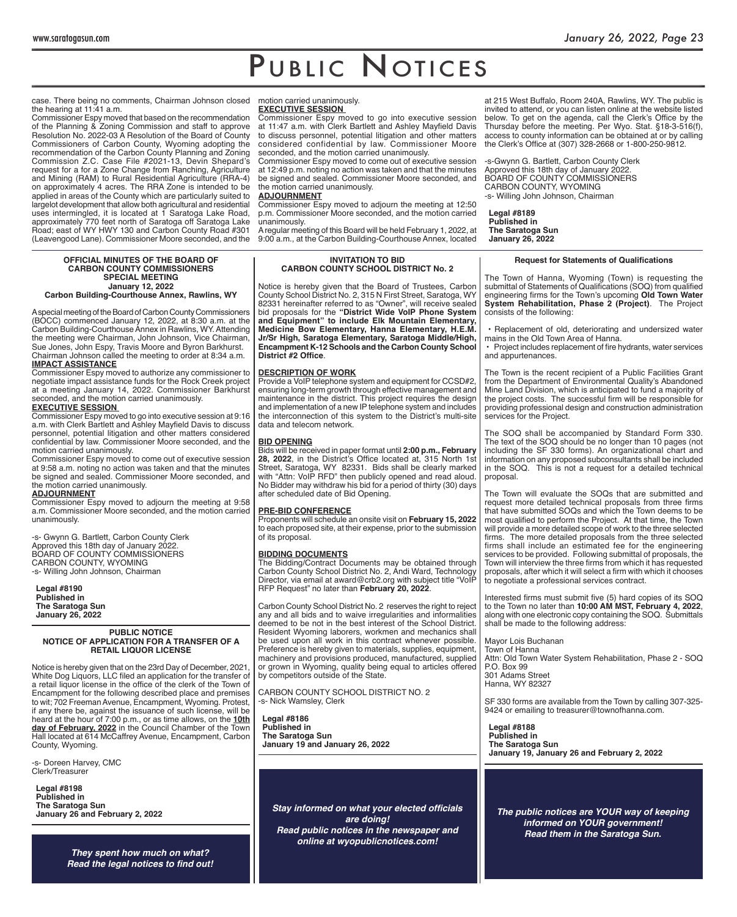# Public Notices

case. There being no comments, Chairman Johnson closed the hearing at 11:41 a.m.

Commissioner Espy moved that based on the recommendation of the Planning & Zoning Commission and staff to approve Resolution No. 2022-03 A Resolution of the Board of County Commissioners of Carbon County, Wyoming adopting the recommendation of the Carbon County Planning and Zoning Commission Z.C. Case File #2021-13, Devin Shepard's request for a for a Zone Change from Ranching, Agriculture and Mining (RAM) to Rural Residential Agriculture (RRA-4) on approximately 4 acres. The RRA Zone is intended to be applied in areas of the County which are particularly suited to largelot development that allow both agricultural and residential uses intermingled, it is located at 1 Saratoga Lake Road, approximately 770 feet north of Saratoga off Saratoga Lake Road; east of WY HWY 130 and Carbon County Road #301 (Leavengood Lane). Commissioner Moore seconded, and the motion carried unanimously.

**EXECUTIVE SESSION**

Commissioner Espy moved to go into executive session at 11:47 a.m. with Clerk Bartlett and Ashley Mayfield Davis to discuss personnel, potential litigation and other matters considered confidential by law. Commissioner Moore seconded, and the motion carried unanimously.

Commissioner Espy moved to come out of executive session at 12:49 p.m. noting no action was taken and that the minutes be signed and sealed. Commissioner Moore seconded, and the motion carried unanimously.

**ADJOURNMENT**

Commissioner Espy moved to adjourn the meeting at 12:50 p.m. Commissioner Moore seconded, and the motion carried unanimously.

A regular meeting of this Board will be held February 1, 2022, at 9:00 a.m., at the Carbon Building-Courthouse Annex, located at 215 West Buffalo, Room 240A, Rawlins, WY. The public is invited to attend, or you can listen online at the website listed below. To get on the agenda, call the Clerk's Office by the Thursday before the meeting. Per Wyo. Stat. §18-3-516(f), access to county information can be obtained at or by calling the Clerk's Office at (307) 328-2668 or 1-800-250-9812.

-s-Gwynn G. Bartlett, Carbon County Clerk
Approved this 18th day of January 2022.
BOARD OF COUNTY COMMISSIONERS
CARBON COUNTY, WYOMING
-s- Willing John Johnson, Chairman

**Legal #8189**
**Published in**
**The Saratoga Sun**
**January 26, 2022**

---

### OFFICIAL MINUTES OF THE BOARD OF CARBON COUNTY COMMISSIONERS SPECIAL MEETING
**January 12, 2022**
**Carbon Building-Courthouse Annex, Rawlins, WY**

A special meeting of the Board of Carbon County Commissioners (BOCC) commenced January 12, 2022, at 8:30 a.m. at the Carbon Building-Courthouse Annex in Rawlins, WY. Attending the meeting were Chairman, John Johnson, Vice Chairman, Sue Jones, John Espy, Travis Moore and Byron Barkhurst. Chairman Johnson called the meeting to order at 8:34 a.m.

**IMPACT ASSISTANCE**

Commissioner Espy moved to authorize any commissioner to negotiate impact assistance funds for the Rock Creek project at a meeting January 14, 2022. Commissioner Barkhurst seconded, and the motion carried unanimously.

**EXECUTIVE SESSION**

Commissioner Espy moved to go into executive session at 9:16 a.m. with Clerk Bartlett and Ashley Mayfield Davis to discuss personnel, potential litigation and other matters considered confidential by law. Commissioner Moore seconded, and the motion carried unanimously.

Commissioner Espy moved to come out of executive session at 9:58 a.m. noting no action was taken and that the minutes be signed and sealed. Commissioner Moore seconded, and the motion carried unanimously.

**ADJOURNMENT**

Commissioner Espy moved to adjourn the meeting at 9:58 a.m. Commissioner Moore seconded, and the motion carried unanimously.

-s- Gwynn G. Bartlett, Carbon County Clerk
Approved this 18th day of January 2022.
BOARD OF COUNTY COMMISSIONERS
CARBON COUNTY, WYOMING
-s- Willing John Johnson, Chairman

**Legal #8190**
**Published in**
**The Saratoga Sun**
**January 26, 2022**

---

### PUBLIC NOTICE
### NOTICE OF APPLICATION FOR A TRANSFER OF A RETAIL LIQUOR LICENSE

Notice is hereby given that on the 23rd Day of December, 2021, White Dog Liquors, LLC filed an application for the transfer of a retail liquor license in the office of the clerk of the Town of Encampment for the following described place and premises to wit; 702 Freeman Avenue, Encampment, Wyoming. Protest, if any there be, against the issuance of such license, will be heard at the hour of 7:00 p.m., or as time allows, on the **10th day of February, 2022** in the Council Chamber of the Town Hall located at 614 McCaffrey Avenue, Encampment, Carbon County, Wyoming.

-s- Doreen Harvey, CMC
Clerk/Treasurer

**Legal #8198**
**Published in**
**The Saratoga Sun**
**January 26 and February 2, 2022**

***They spent how much on what? Read the legal notices to find out!***

---

### INVITATION TO BID
### CARBON COUNTY SCHOOL DISTRICT No. 2

Notice is hereby given that the Board of Trustees, Carbon County School District No. 2, 315 N First Street, Saratoga, WY 82331 hereinafter referred to as "Owner", will receive sealed bid proposals for the **"District Wide VoIP Phone System and Equipment" to include Elk Mountain Elementary, Medicine Bow Elementary, Hanna Elementary, H.E.M. Jr/Sr High, Saratoga Elementary, Saratoga Middle/High, Encampment K-12 Schools and the Carbon County School District #2 Office**.

**DESCRIPTION OF WORK**

Provide a VoIP telephone system and equipment for CCSD#2, ensuring long-term growth through effective management and maintenance in the district. This project requires the design and implementation of a new IP telephone system and includes the interconnection of this system to the District's multi-site data and telecom network.

**BID OPENING**

Bids will be received in paper format until **2:00 p.m., February 28, 2022**, in the District's Office located at, 315 North 1st Street, Saratoga, WY 82331. Bids shall be clearly marked with "Attn: VoIP RFD" then publicly opened and read aloud. No Bidder may withdraw his bid for a period of thirty (30) days after scheduled date of Bid Opening.

**PRE-BID CONFERENCE**

Proponents will schedule an onsite visit on **February 15, 2022** to each proposed site, at their expense, prior to the submission of its proposal.

**BIDDING DOCUMENTS**

The Bidding/Contract Documents may be obtained through Carbon County School District No. 2, Andi Ward, Technology Director, via email at award@crb2.org with subject title "VoIP RFP Request" no later than **February 20, 2022**.

Carbon County School District No. 2 reserves the right to reject any and all bids and to waive irregularities and informalities deemed to be not in the best interest of the School District. Resident Wyoming laborers, workmen and mechanics shall be used upon all work in this contract whenever possible. Preference is hereby given to materials, supplies, equipment, machinery and provisions produced, manufactured, supplied or grown in Wyoming, quality being equal to articles offered by competitors outside of the State.

CARBON COUNTY SCHOOL DISTRICT NO. 2
-s- Nick Wamsley, Clerk

**Legal #8186**
**Published in**
**The Saratoga Sun**
**January 19 and January 26, 2022**

***Stay informed on what your elected officials are doing! Read public notices in the newspaper and online at wyopublicnotices.com!***

---

### Request for Statements of Qualifications

The Town of Hanna, Wyoming (Town) is requesting the submittal of Statements of Qualifications (SOQ) from qualified engineering firms for the Town's upcoming **Old Town Water System Rehabilitation, Phase 2 (Project)**. The Project consists of the following:

- Replacement of old, deteriorating and undersized water mains in the Old Town Area of Hanna.
- Project includes replacement of fire hydrants, water services and appurtenances.

The Town is the recent recipient of a Public Facilities Grant from the Department of Environmental Quality's Abandoned Mine Land Division, which is anticipated to fund a majority of the project costs. The successful firm will be responsible for providing professional design and construction administration services for the Project.

The SOQ shall be accompanied by Standard Form 330. The text of the SOQ should be no longer than 10 pages (not including the SF 330 forms). An organizational chart and information on any proposed subconsultants shall be included in the SOQ. This is not a request for a detailed technical proposal.

The Town will evaluate the SOQs that are submitted and request more detailed technical proposals from three firms that have submitted SOQs and which the Town deems to be most qualified to perform the Project. At that time, the Town will provide a more detailed scope of work to the three selected firms. The more detailed proposals from the three selected firms shall include an estimated fee for the engineering services to be provided. Following submittal of proposals, the Town will interview the three firms from which it has requested proposals, after which it will select a firm with which it chooses to negotiate a professional services contract.

Interested firms must submit five (5) hard copies of its SOQ to the Town no later than **10:00 AM MST, February 4, 2022**, along with one electronic copy containing the SOQ. Submittals shall be made to the following address:

Mayor Lois Buchanan
Town of Hanna
Attn: Old Town Water System Rehabilitation, Phase 2 - SOQ
P.O. Box 99
301 Adams Street
Hanna, WY 82327

SF 330 forms are available from the Town by calling 307-325-9424 or emailing to treasurer@townofhanna.com.

**Legal #8188**
**Published in**
**The Saratoga Sun**
**January 19, January 26 and February 2, 2022**

***The public notices are YOUR way of keeping informed on YOUR government! Read them in the Saratoga Sun.***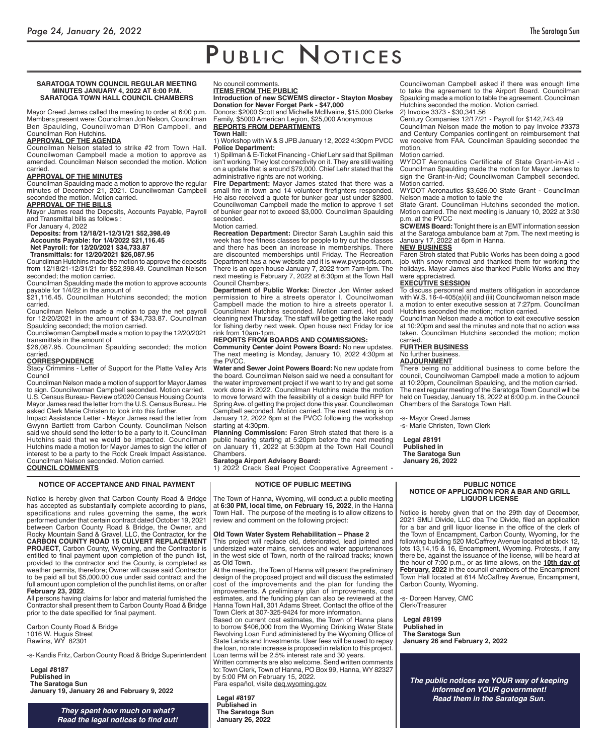# Public Notices

**SARATOGA TOWN COUNCIL REGULAR MEETING MINUTES JANUARY 4, 2022 AT 6:00 P.M. SARATOGA TOWN HALL COUNCIL CHAMBERS**

Mayor Creed James called the meeting to order at 6:00 p.m. Members present were: Councilman Jon Nelson, Councilman Ben Spaulding, Councilwoman D'Ron Campbell, and Councilman Ron Hutchins.

**APPROVAL OF THE AGENDA**

Councilman Nelson stated to strike #2 from Town Hall. Councilwoman Campbell made a motion to approve as amended. Councilman Nelson seconded the motion. Motion carried.

**APPROVAL OF THE MINUTES**

Councilman Spaulding made a motion to approve the regular minutes of December 21, 2021. Councilwoman Campbell seconded the motion. Motion carried.

**APPROVAL OF THE BILLS**

Mayor James read the Deposits, Accounts Payable, Payroll and Transmittal bills as follows :

For January 4, 2022

**Deposits: from 12/18/21-12/31/21 $52,398.49**
**Accounts Payable: for 1/4/2022 $21,116.45**
**Net Payroll: for 12/20/2021 $34,733.87**
**Transmittals: for 12/20/2021 $26,087.95**

Councilman Hutchins made the motion to approve the deposits from 12/18/21-12/31/21 for $52,398.49. Councilman Nelson seconded; the motion carried.

Councilman Spaulding made the motion to approve accounts payable for 1/4/22 in the amount of $21,116.45. Councilman Hutchins seconded; the motion carried.

Councilman Nelson made a motion to pay the net payroll for 12/20/2021 in the amount of $34,733.87. Councilman Spaulding seconded; the motion carried.

Councilwoman Campbell made a motion to pay the 12/20/2021 transmittals in the amount of $26,087.95. Councilman Spaulding seconded; the motion carried.

**CORRESPONDENCE**

Stacy Crimmins - Letter of Support for the Platte Valley Arts Council

Councilman Nelson made a motion of support for Mayor James to sign. Councilwoman Campbell seconded. Motion carried.

U.S. Census Bureau- Review of2020 Census Housing Counts Mayor James read the letter from the U.S. Census Bureau. He asked Clerk Marie Christen to look into this further.

Impact Assistance Letter - Mayor James read the letter from Gwynn Bartlett from Carbon County. Councilman Nelson said we should send the letter to be a party to it. Councilman Hutchins said that we would be impacted. Councilman Hutchins made a motion for Mayor James to sign the letter of interest to be a party to the Rock Creek Impact Assistance. Councilman Nelson seconded. Motion carried.

**COUNCIL COMMENTS**

No council comments.

**ITEMS FROM THE PUBLIC**

**Introduction of new SCWEMS director - Stayton Mosbey**
**Donation for Never Forget Park - $47,000**

Donors: $2000 Scott and Michelle McIllvaine, $15,000 Clarke Family, $5000 American Legion, $25,000 Anonymous

**REPORTS FROM DEPARTMENTS**

**Town Hall:**

1) Workshop with W & S JPB January 12, 2022 4:30pm PVCC

**Police Department:**

1) Spillman & E-Ticket Financing - Chief Lehr said that Spillman isn't working. They lost connectivity on it. They are still waiting on a update that is around $79,000. Chief Lehr stated that the administrative rights are not working.

**Fire Department:** Mayor James stated that there was a small fire in town and 14 volunteer firefighters responded. He also received a quote for bunker gear just under $2800. Councilwoman Campbell made the motion to approve 1 set of bunker gear not to exceed $3,000. Councilman Spaulding seconded.

Motion carried.

**Recreation Department:** Director Sarah Laughlin said this week has free fitness classes for people to try out the classes and there has been an increase in memberships. There are discounted memberships until Friday. The Recreation Department has a new website and it is www.pvysports.com. There is an open house January 7, 2022 from 7am-lpm. The next meeting is February 7, 2022 at 6:30pm at the Town Hall Council Chambers.

**Department of Public Works:** Director Jon Winter asked permission to hire a streets operator I. Councilwoman Campbell made the motion to hire a streets operator I. Councilman Hutchins seconded. Motion carried. Hot pool cleaning next Thursday. The staff will be getting the lake ready for fishing derby next week. Open house next Friday for ice rink from 10am-1pm.

**REPORTS FROM BOARDS AND COMMISSIONS:**

**Community Center Joint Powers Board:** No new updates. The next meeting is Monday, January 10, 2022 4:30pm at the PVCC.

**Water and Sewer Joint Powers Board:** No new update from the board. Councilman Nelson said we need a consultant for the water improvement project if we want to try and get some work done in 2022. Councilman Hutchins made the motion to move forward with the feasibility of a design build RFP for Spring Ave. of getting the project done this year. Councilwoman Campbell seconded. Motion carried. The next meeting is on January 12, 2022 6pm at the PVCC following the workshop starting at 4:30pm.

**Planning Commission:** Faren Stroh stated that there is a public hearing starting at 5:20pm before the next meeting on January 11, 2022 at 5:30pm at the Town Hall Council Chambers.

**Saratoga Airport Advisory Board:**

1) 2022 Crack Seal Project Cooperative Agreement - Councilwoman Campbell asked if there was enough time to take the agreement to the Airport Board. Councilman Spaulding made a motion to table the agreement. Councilman Hutchins seconded the motion. Motion carried.

2) Invoice 3373 - $30,341.56

Century Companies 12/17/21 - Payroll for $142,743.49

Councilman Nelson made the motion to pay Invoice #3373 and Century Companies contingent on reimbursement that we receive from FAA. Councilman Spaulding seconded the motion.

Motion carried.

WYDOT Aeronautics Certificate of State Grant-in-Aid - Councilman Spaulding made the motion for Mayor James to sign the Grant-in-Aid; Councilwoman Campbell seconded. Motion carried.

WYDOT Aeronautics $3,626.00 State Grant - Councilman Nelson made a motion to table the State Grant. Councilman Hutchins seconded the motion. Motion carried. The next meeting is January 10, 2022 at 3:30 p.m. at the PVCC

**SCWEMS Board:** Tonight there is an EMT information session at the Saratoga ambulance barn at 7pm. The next meeting is January 17, 2022 at 6pm in Hanna.

**NEW BUSINESS**

Faren Stroh stated that Public Works has been doing a good job with snow removal and thanked them for working the holidays. Mayor James also thanked Public Works and they were appreciatred.

**EXECUTIVE SESSION**

To discuss personnel and matters oflitigation in accordance with W.S. 16-4-405(a)(ii) and (iii) Councilwoman nelson made a motion to enter executive session at 7:27pm. Councilman Hutchins seconded the motion; motion carried.

Councilman Nelson made a motion to exit executive session at 10:20pm and seal the minutes and note that no action was taken. Councilman Hutchins seconded the motion; motion carried.

**FURTHER BUSINESS**

No further business.

**ADJOURNMENT**

There being no additional business to come before the council, Councilwoman Campbell made a motion to adjourn at 10:20pm, Councilman Spaulding, and the motion carried. The next regular meeting of the Saratoga Town Council will be held on Tuesday, January 18, 2022 at 6:00 p.m. in the Council Chambers of the Saratoga Town Hall.

-s- Mayor Creed James
-s- Marie Christen, Town Clerk

**Legal #8191**
**Published in**
**The Saratoga Sun**
**January 26, 2022**

---

**NOTICE OF ACCEPTANCE AND FINAL PAYMENT**

Notice is hereby given that Carbon County Road & Bridge has accepted as substantially complete according to plans, specifications and rules governing the same, the work performed under that certain contract dated October 19, 2021 between Carbon County Road & Bridge, the Owner, and Rocky Mountain Sand & Gravel, LLC, the Contractor, for the **CARBON COUNTY ROAD 15 CULVERT REPLACEMENT PROJECT**, Carbon County, Wyoming, and the Contractor is entitled to final payment upon completion of the punch list, provided to the contractor and the County, is completed as weather permits, therefore; Owner will cause said Contractor to be paid all but $5,000.00 due under said contract and the full amount upon completion of the punch list items, on or after **February 23, 2022**.

All persons having claims for labor and material furnished the Contractor shall present them to Carbon County Road & Bridge prior to the date specified for final payment.

Carbon County Road & Bridge
1016 W. Hugus Street
Rawlins, WY 82301

-s- Kandis Fritz, Carbon County Road & Bridge Superintendent

**Legal #8187**
**Published in**
**The Saratoga Sun**
**January 19, January 26 and February 9, 2022**

*They spent how much on what? Read the legal notices to find out!*

---

**NOTICE OF PUBLIC MEETING**

The Town of Hanna, Wyoming, will conduct a public meeting at **6:30 PM, local time, on February 15, 2022**, in the Hanna Town Hall. The purpose of the meeting is to allow citizens to review and comment on the following project:

**Old Town Water System Rehabilitation – Phase 2**

This project will replace old, deteriorated, lead jointed and undersized water mains, services and water appurtenances in the west side of Town, north of the railroad tracks; known as Old Town.

At the meeting, the Town of Hanna will present the preliminary design of the proposed project and will discuss the estimated cost of the improvements and the plan for funding the improvements. A preliminary plan of improvements, cost estimates, and the funding plan can also be reviewed at the Hanna Town Hall, 301 Adams Street. Contact the office of the Town Clerk at 307-325-9424 for more information.

Based on current cost estimates, the Town of Hanna plans to borrow $406,000 from the Wyoming Drinking Water State Revolving Loan Fund administered by the Wyoming Office of State Lands and Investments. User fees will be used to repay the loan, no rate increase is proposed in relation to this project. Loan terms will be 2.5% interest rate and 30 years.

Written comments are also welcome. Send written comments to: Town Clerk, Town of Hanna, PO Box 99, Hanna, WY 82327 by 5:00 PM on February 15, 2022.

Para español, visite deq.wyoming.gov

**Legal #8197**
**Published in**
**The Saratoga Sun**
**January 26, 2022**

---

**PUBLIC NOTICE**
**NOTICE OF APPLICATION FOR A BAR AND GRILL LIQUOR LICENSE**

Notice is hereby given that on the 29th day of December, 2021 SMLI Divide, LLC dba The Divide, filed an application for a bar and grill liquor license in the office of the clerk of the Town of Encampment, Carbon County, Wyoming, for the following building 520 McCaffrey Avenue located at block 12, lots 13,14,15 & 16, Encampment, Wyoming. Protests, if any there be, against the issuance of the license, will be heard at the hour of 7:00 p.m., or as time allows, on the **10th day of February, 2022** in the council chambers of the Encampment Town Hall located at 614 McCaffrey Avenue, Encampment, Carbon County, Wyoming.

-s- Doreen Harvey, CMC
Clerk/Treasurer

**Legal #8199**
**Published in**
**The Saratoga Sun**
**January 26 and February 2, 2022**

*The public notices are YOUR way of keeping informed on YOUR government! Read them in the Saratoga Sun.*